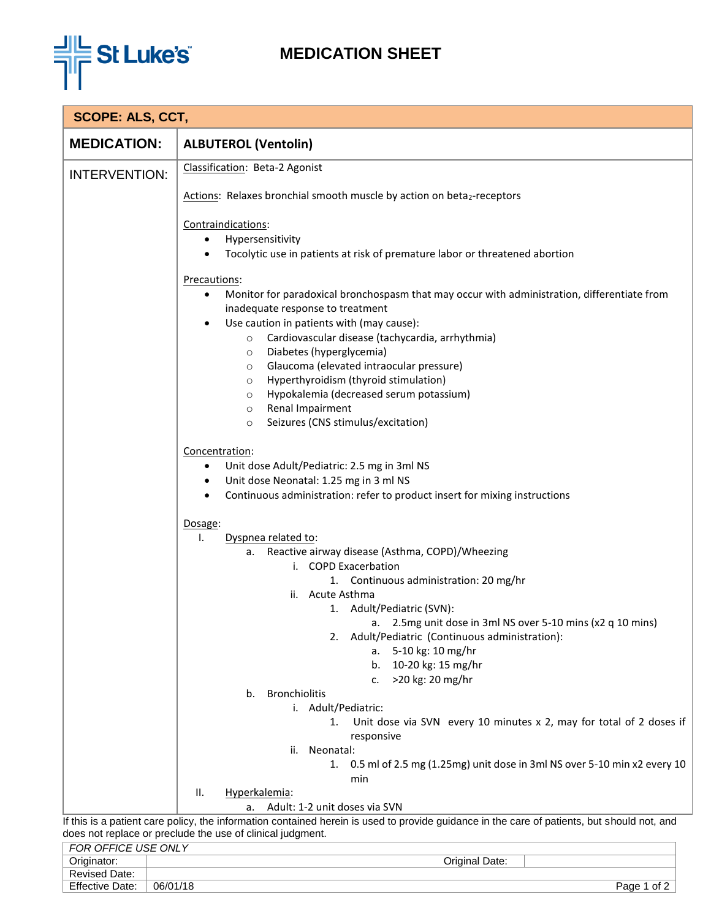# MEDICATION SHEET

**SCOPE: ALS, CCT,**

**MEDICATION:** **ALBUTEROL (Ventolin)**

**INTERVENTION:**

Classification: Beta-2 Agonist

Actions: Relaxes bronchial smooth muscle by action on beta$_2$-receptors

Contraindications:

- Hypersensitivity
- Tocolytic use in patients at risk of premature labor or threatened abortion

Precautions:

- Monitor for paradoxical bronchospasm that may occur with administration, differentiate from inadequate response to treatment
- Use caution in patients with (may cause):
  - Cardiovascular disease (tachycardia, arrhythmia)
  - Diabetes (hyperglycemia)
  - Glaucoma (elevated intraocular pressure)
  - Hyperthyroidism (thyroid stimulation)
  - Hypokalemia (decreased serum potassium)
  - Renal Impairment
  - Seizures (CNS stimulus/excitation)

Concentration:

- Unit dose Adult/Pediatric: 2.5 mg in 3ml NS
- Unit dose Neonatal: 1.25 mg in 3 ml NS
- Continuous administration: refer to product insert for mixing instructions

Dosage:

I. Dyspnea related to:
   a. Reactive airway disease (Asthma, COPD)/Wheezing
      i. COPD Exacerbation
         1. Continuous administration: 20 mg/hr
      ii. Acute Asthma
         1. Adult/Pediatric (SVN):
            a. 2.5mg unit dose in 3ml NS over 5-10 mins (x2 q 10 mins)
         2. Adult/Pediatric (Continuous administration):
            a. 5-10 kg: 10 mg/hr
            b. 10-20 kg: 15 mg/hr
            c. >20 kg: 20 mg/hr
   b. Bronchiolitis
      i. Adult/Pediatric:
         1. Unit dose via SVN every 10 minutes x 2, may for total of 2 doses if responsive
      ii. Neonatal:
         1. 0.5 ml of 2.5 mg (1.25mg) unit dose in 3ml NS over 5-10 min x2 every 10 min

II. Hyperkalemia:
   a. Adult: 1-2 unit doses via SVN

If this is a patient care policy, the information contained herein is used to provide guidance in the care of patients, but should not, and does not replace or preclude the use of clinical judgment.

| *FOR OFFICE USE ONLY* | | | |
|---|---|---|---|
| Originator: | | Original Date: | |
| Revised Date: | | | |
| Effective Date: | 06/01/18 | | |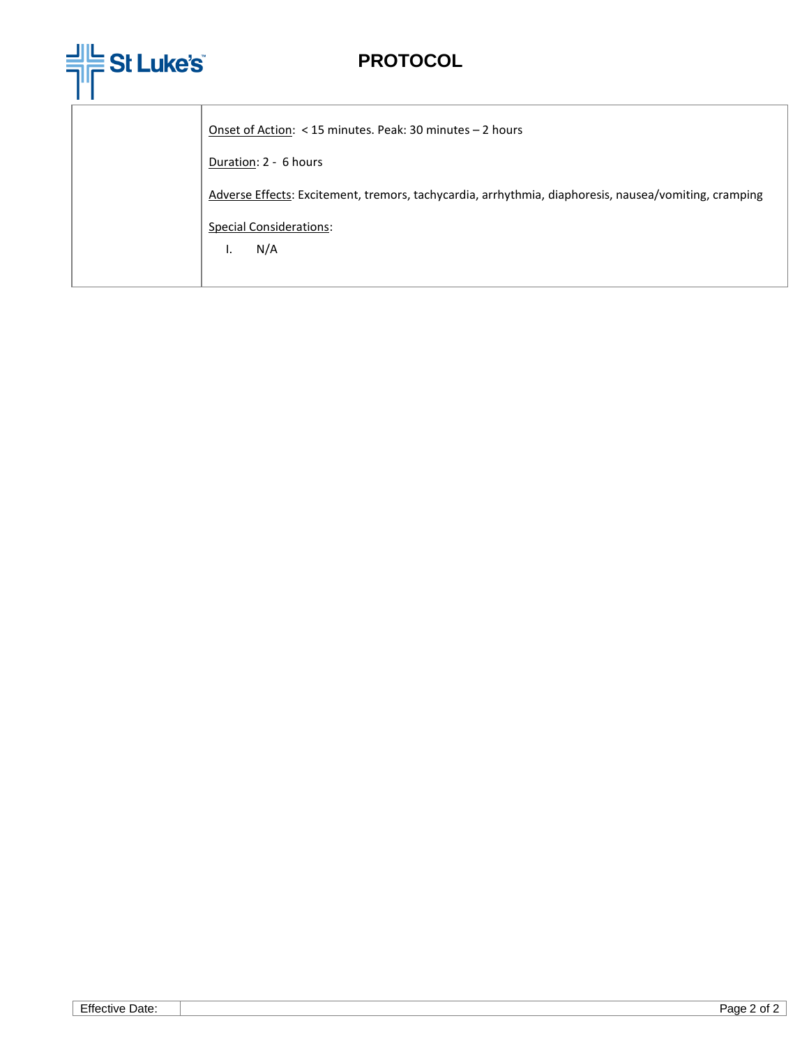| | |
|---|---|
| | Onset of Action: < 15 minutes. Peak: 30 minutes – 2 hours<br><br>Duration: 2 - 6 hours<br><br>Adverse Effects: Excitement, tremors, tachycardia, arrhythmia, diaphoresis, nausea/vomiting, cramping<br><br>Special Considerations:<br>I. N/A |